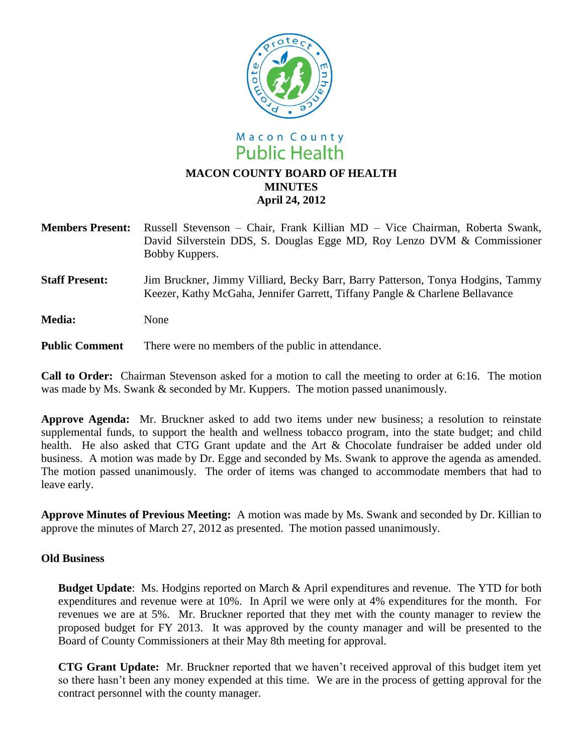Macon County
Public Health

# MACON COUNTY BOARD OF HEALTH
## MINUTES
## April 24, 2012

**Members Present:** Russell Stevenson – Chair, Frank Killian MD – Vice Chairman, Roberta Swank, David Silverstein DDS, S. Douglas Egge MD, Roy Lenzo DVM & Commissioner Bobby Kuppers.

**Staff Present:** Jim Bruckner, Jimmy Villiard, Becky Barr, Barry Patterson, Tonya Hodgins, Tammy Keezer, Kathy McGaha, Jennifer Garrett, Tiffany Pangle & Charlene Bellavance

**Media:** None

**Public Comment** There were no members of the public in attendance.

**Call to Order:** Chairman Stevenson asked for a motion to call the meeting to order at 6:16. The motion was made by Ms. Swank & seconded by Mr. Kuppers. The motion passed unanimously.

**Approve Agenda:** Mr. Bruckner asked to add two items under new business; a resolution to reinstate supplemental funds, to support the health and wellness tobacco program, into the state budget; and child health. He also asked that CTG Grant update and the Art & Chocolate fundraiser be added under old business. A motion was made by Dr. Egge and seconded by Ms. Swank to approve the agenda as amended. The motion passed unanimously. The order of items was changed to accommodate members that had to leave early.

**Approve Minutes of Previous Meeting:** A motion was made by Ms. Swank and seconded by Dr. Killian to approve the minutes of March 27, 2012 as presented. The motion passed unanimously.

**Old Business**

**Budget Update**: Ms. Hodgins reported on March & April expenditures and revenue. The YTD for both expenditures and revenue were at 10%. In April we were only at 4% expenditures for the month. For revenues we are at 5%. Mr. Bruckner reported that they met with the county manager to review the proposed budget for FY 2013. It was approved by the county manager and will be presented to the Board of County Commissioners at their May 8th meeting for approval.

**CTG Grant Update:** Mr. Bruckner reported that we haven't received approval of this budget item yet so there hasn't been any money expended at this time. We are in the process of getting approval for the contract personnel with the county manager.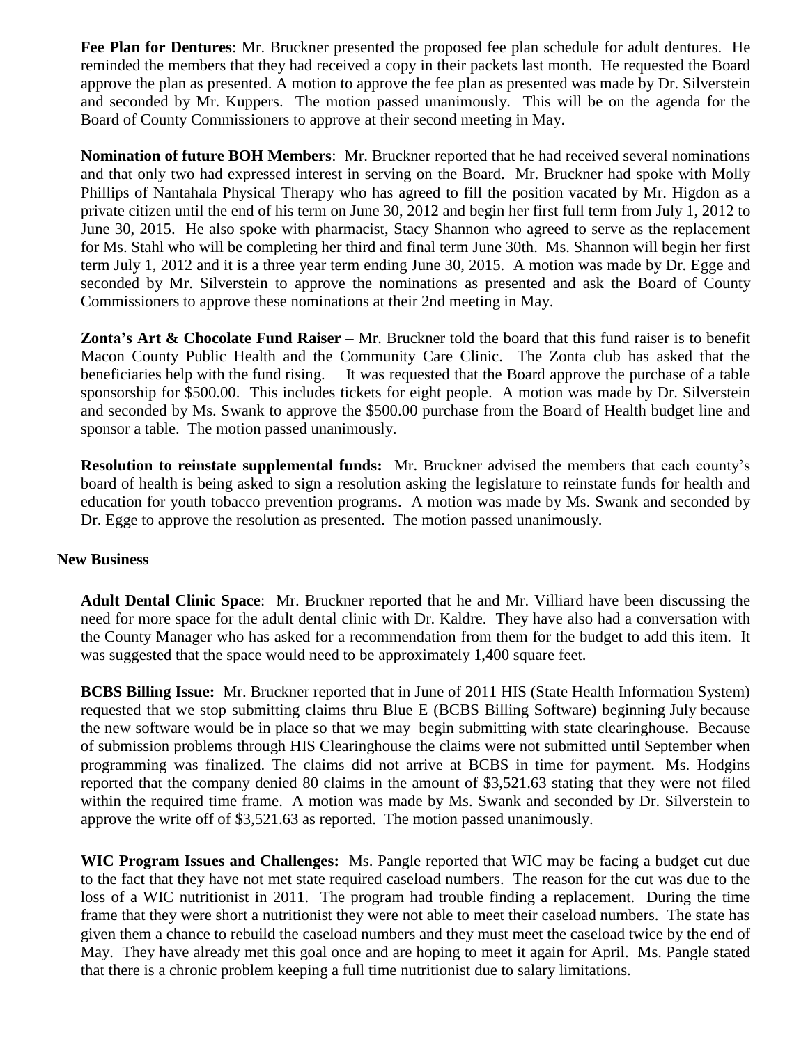**Fee Plan for Dentures**: Mr. Bruckner presented the proposed fee plan schedule for adult dentures. He reminded the members that they had received a copy in their packets last month. He requested the Board approve the plan as presented. A motion to approve the fee plan as presented was made by Dr. Silverstein and seconded by Mr. Kuppers. The motion passed unanimously. This will be on the agenda for the Board of County Commissioners to approve at their second meeting in May.

**Nomination of future BOH Members**: Mr. Bruckner reported that he had received several nominations and that only two had expressed interest in serving on the Board. Mr. Bruckner had spoke with Molly Phillips of Nantahala Physical Therapy who has agreed to fill the position vacated by Mr. Higdon as a private citizen until the end of his term on June 30, 2012 and begin her first full term from July 1, 2012 to June 30, 2015. He also spoke with pharmacist, Stacy Shannon who agreed to serve as the replacement for Ms. Stahl who will be completing her third and final term June 30th. Ms. Shannon will begin her first term July 1, 2012 and it is a three year term ending June 30, 2015. A motion was made by Dr. Egge and seconded by Mr. Silverstein to approve the nominations as presented and ask the Board of County Commissioners to approve these nominations at their 2nd meeting in May.

**Zonta's Art & Chocolate Fund Raiser** – Mr. Bruckner told the board that this fund raiser is to benefit Macon County Public Health and the Community Care Clinic. The Zonta club has asked that the beneficiaries help with the fund rising. It was requested that the Board approve the purchase of a table sponsorship for $500.00. This includes tickets for eight people. A motion was made by Dr. Silverstein and seconded by Ms. Swank to approve the $500.00 purchase from the Board of Health budget line and sponsor a table. The motion passed unanimously.

**Resolution to reinstate supplemental funds:** Mr. Bruckner advised the members that each county's board of health is being asked to sign a resolution asking the legislature to reinstate funds for health and education for youth tobacco prevention programs. A motion was made by Ms. Swank and seconded by Dr. Egge to approve the resolution as presented. The motion passed unanimously.

## New Business

**Adult Dental Clinic Space**: Mr. Bruckner reported that he and Mr. Villiard have been discussing the need for more space for the adult dental clinic with Dr. Kaldre. They have also had a conversation with the County Manager who has asked for a recommendation from them for the budget to add this item. It was suggested that the space would need to be approximately 1,400 square feet.

**BCBS Billing Issue:** Mr. Bruckner reported that in June of 2011 HIS (State Health Information System) requested that we stop submitting claims thru Blue E (BCBS Billing Software) beginning July because the new software would be in place so that we may begin submitting with state clearinghouse. Because of submission problems through HIS Clearinghouse the claims were not submitted until September when programming was finalized. The claims did not arrive at BCBS in time for payment. Ms. Hodgins reported that the company denied 80 claims in the amount of $3,521.63 stating that they were not filed within the required time frame. A motion was made by Ms. Swank and seconded by Dr. Silverstein to approve the write off of $3,521.63 as reported. The motion passed unanimously.

**WIC Program Issues and Challenges:** Ms. Pangle reported that WIC may be facing a budget cut due to the fact that they have not met state required caseload numbers. The reason for the cut was due to the loss of a WIC nutritionist in 2011. The program had trouble finding a replacement. During the time frame that they were short a nutritionist they were not able to meet their caseload numbers. The state has given them a chance to rebuild the caseload numbers and they must meet the caseload twice by the end of May. They have already met this goal once and are hoping to meet it again for April. Ms. Pangle stated that there is a chronic problem keeping a full time nutritionist due to salary limitations.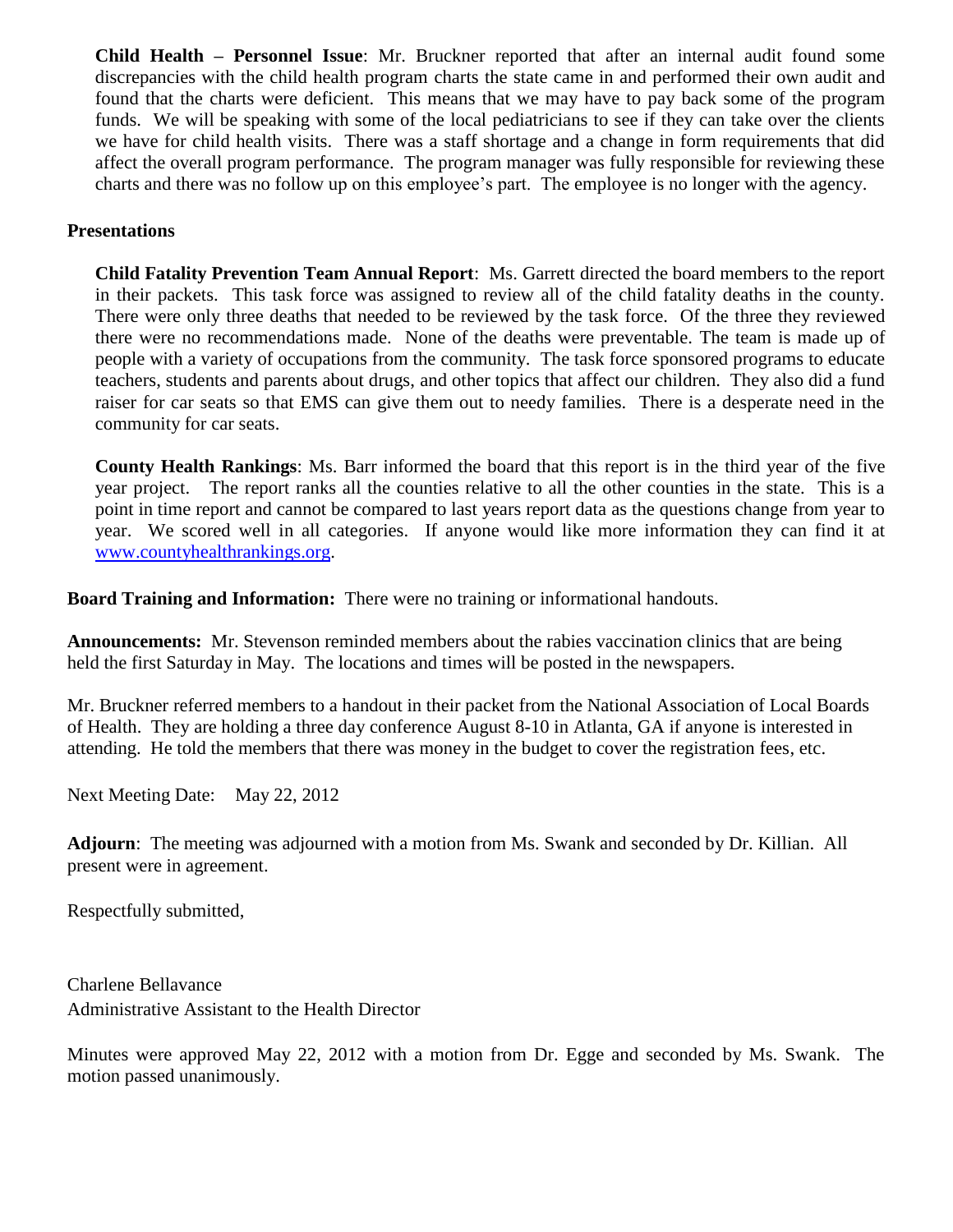**Child Health – Personnel Issue**: Mr. Bruckner reported that after an internal audit found some discrepancies with the child health program charts the state came in and performed their own audit and found that the charts were deficient. This means that we may have to pay back some of the program funds. We will be speaking with some of the local pediatricians to see if they can take over the clients we have for child health visits. There was a staff shortage and a change in form requirements that did affect the overall program performance. The program manager was fully responsible for reviewing these charts and there was no follow up on this employee's part. The employee is no longer with the agency.

**Presentations**

**Child Fatality Prevention Team Annual Report**: Ms. Garrett directed the board members to the report in their packets. This task force was assigned to review all of the child fatality deaths in the county. There were only three deaths that needed to be reviewed by the task force. Of the three they reviewed there were no recommendations made. None of the deaths were preventable. The team is made up of people with a variety of occupations from the community. The task force sponsored programs to educate teachers, students and parents about drugs, and other topics that affect our children. They also did a fund raiser for car seats so that EMS can give them out to needy families. There is a desperate need in the community for car seats.

**County Health Rankings**: Ms. Barr informed the board that this report is in the third year of the five year project. The report ranks all the counties relative to all the other counties in the state. This is a point in time report and cannot be compared to last years report data as the questions change from year to year. We scored well in all categories. If anyone would like more information they can find it at www.countyhealthrankings.org.

**Board Training and Information:** There were no training or informational handouts.

**Announcements:** Mr. Stevenson reminded members about the rabies vaccination clinics that are being held the first Saturday in May. The locations and times will be posted in the newspapers.

Mr. Bruckner referred members to a handout in their packet from the National Association of Local Boards of Health. They are holding a three day conference August 8-10 in Atlanta, GA if anyone is interested in attending. He told the members that there was money in the budget to cover the registration fees, etc.

Next Meeting Date: May 22, 2012

**Adjourn**: The meeting was adjourned with a motion from Ms. Swank and seconded by Dr. Killian. All present were in agreement.

Respectfully submitted,

Charlene Bellavance
Administrative Assistant to the Health Director

Minutes were approved May 22, 2012 with a motion from Dr. Egge and seconded by Ms. Swank. The motion passed unanimously.